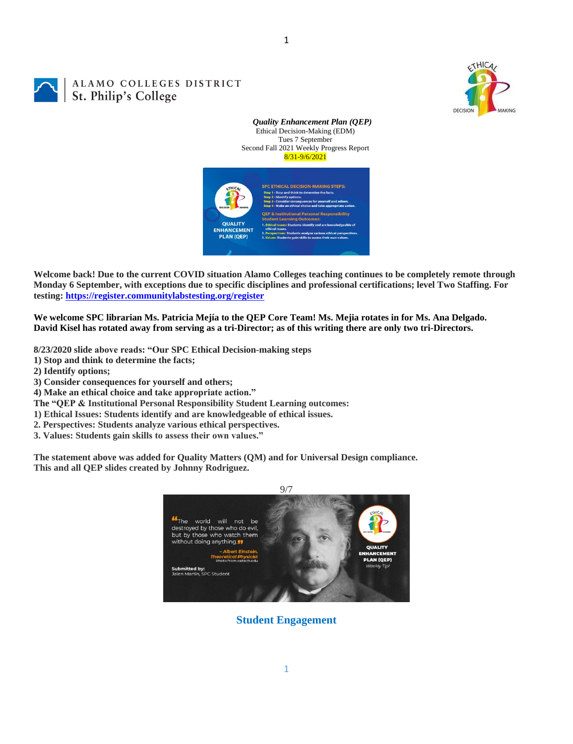ALAMO COLLEGES DISTRICT
St. Philip's College

*Quality Enhancement Plan (QEP)*
Ethical Decision-Making (EDM)
Tues 7 September
Second Fall 2021 Weekly Progress Report
8/31-9/6/2021

**Welcome back! Due to the current COVID situation Alamo Colleges teaching continues to be completely remote through Monday 6 September, with exceptions due to specific disciplines and professional certifications; level Two Staffing. For testing: [https://register.communitylabstesting.org/register](https://register.communitylabstesting.org/register)**

**We welcome SPC librarian Ms. Patricia Mejía to the QEP Core Team! Ms. Mejia rotates in for Ms. Ana Delgado. David Kisel has rotated away from serving as a tri-Director; as of this writing there are only two tri-Directors.**

**8/23/2020 slide above reads: "Our SPC Ethical Decision-making steps**
**1) Stop and think to determine the facts;**
**2) Identify options;**
**3) Consider consequences for yourself and others;**
**4) Make an ethical choice and take appropriate action."**
**The "QEP & Institutional Personal Responsibility Student Learning outcomes:**
**1) Ethical Issues: Students identify and are knowledgeable of ethical issues.**
**2. Perspectives: Students analyze various ethical perspectives.**
**3. Values: Students gain skills to assess their own values."**

**The statement above was added for Quality Matters (QM) and for Universal Design compliance.**
**This and all QEP slides created by Johnny Rodriguez.**

9/7

## Student Engagement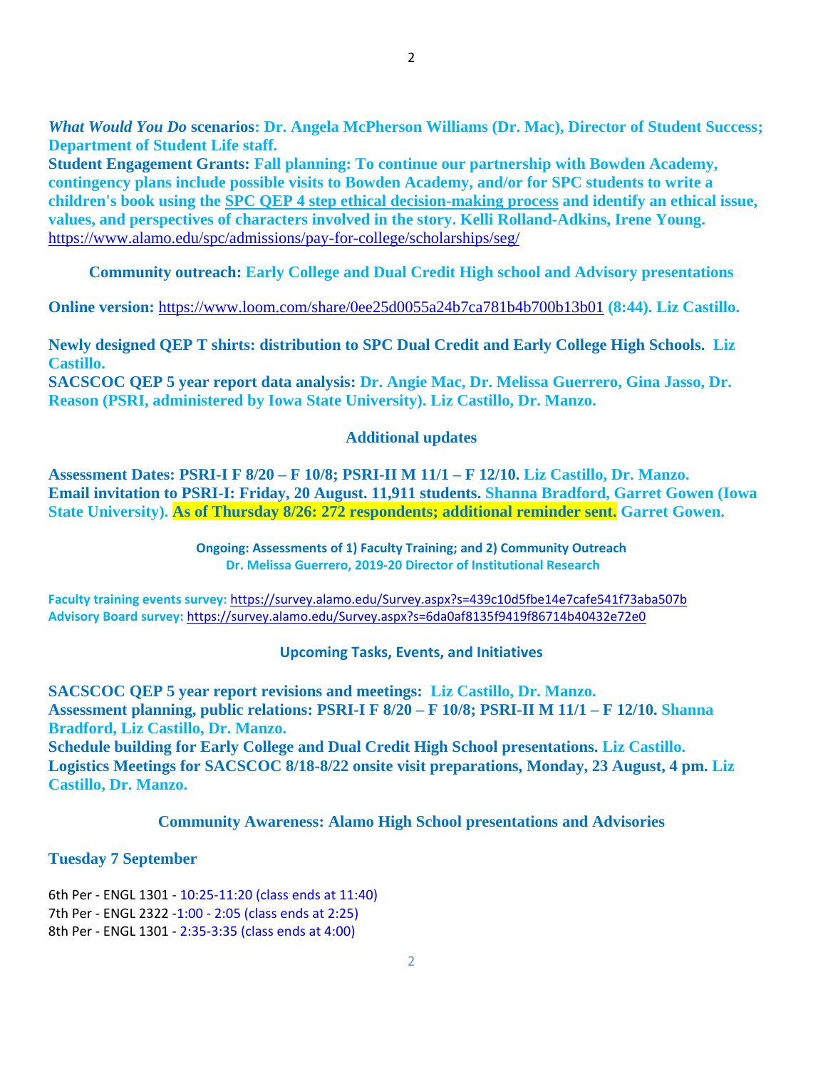***What Would You Do* scenarios: Dr. Angela McPherson Williams (Dr. Mac), Director of Student Success; Department of Student Life staff.**
**Student Engagement Grants: Fall planning: To continue our partnership with Bowden Academy, contingency plans include possible visits to Bowden Academy, and/or for SPC students to write a children's book using the SPC QEP 4 step ethical decision-making process and identify an ethical issue, values, and perspectives of characters involved in the story. Kelli Rolland-Adkins, Irene Young.**
https://www.alamo.edu/spc/admissions/pay-for-college/scholarships/seg/

**Community outreach: Early College and Dual Credit High school and Advisory presentations**

**Online version:** https://www.loom.com/share/0ee25d0055a24b7ca781b4b700b13b01 **(8:44). Liz Castillo.**

**Newly designed QEP T shirts: distribution to SPC Dual Credit and Early College High Schools. Liz Castillo.**
**SACSCOC QEP 5 year report data analysis: Dr. Angie Mac, Dr. Melissa Guerrero, Gina Jasso, Dr. Reason (PSRI, administered by Iowa State University). Liz Castillo, Dr. Manzo.**

## Additional updates

**Assessment Dates: PSRI-I F 8/20 – F 10/8; PSRI-II M 11/1 – F 12/10. Liz Castillo, Dr. Manzo.**
**Email invitation to PSRI-I: Friday, 20 August. 11,911 students. Shanna Bradford, Garret Gowen (Iowa State University). As of Thursday 8/26: 272 respondents; additional reminder sent. Garret Gowen.**

**Ongoing: Assessments of 1) Faculty Training; and 2) Community Outreach**
**Dr. Melissa Guerrero, 2019-20 Director of Institutional Research**

**Faculty training events survey:** https://survey.alamo.edu/Survey.aspx?s=439c10d5fbe14e7cafe541f73aba507b
**Advisory Board survey:** https://survey.alamo.edu/Survey.aspx?s=6da0af8135f9419f86714b40432e72e0

## Upcoming Tasks, Events, and Initiatives

**SACSCOC QEP 5 year report revisions and meetings: Liz Castillo, Dr. Manzo.**
**Assessment planning, public relations: PSRI-I F 8/20 – F 10/8; PSRI-II M 11/1 – F 12/10. Shanna Bradford, Liz Castillo, Dr. Manzo.**
**Schedule building for Early College and Dual Credit High School presentations. Liz Castillo.**
**Logistics Meetings for SACSCOC 8/18-8/22 onsite visit preparations, Monday, 23 August, 4 pm. Liz Castillo, Dr. Manzo.**

## Community Awareness: Alamo High School presentations and Advisories

**Tuesday 7 September**

6th Per - ENGL 1301 - 10:25-11:20 (class ends at 11:40)
7th Per - ENGL 2322 -1:00 - 2:05 (class ends at 2:25)
8th Per - ENGL 1301 - 2:35-3:35 (class ends at 4:00)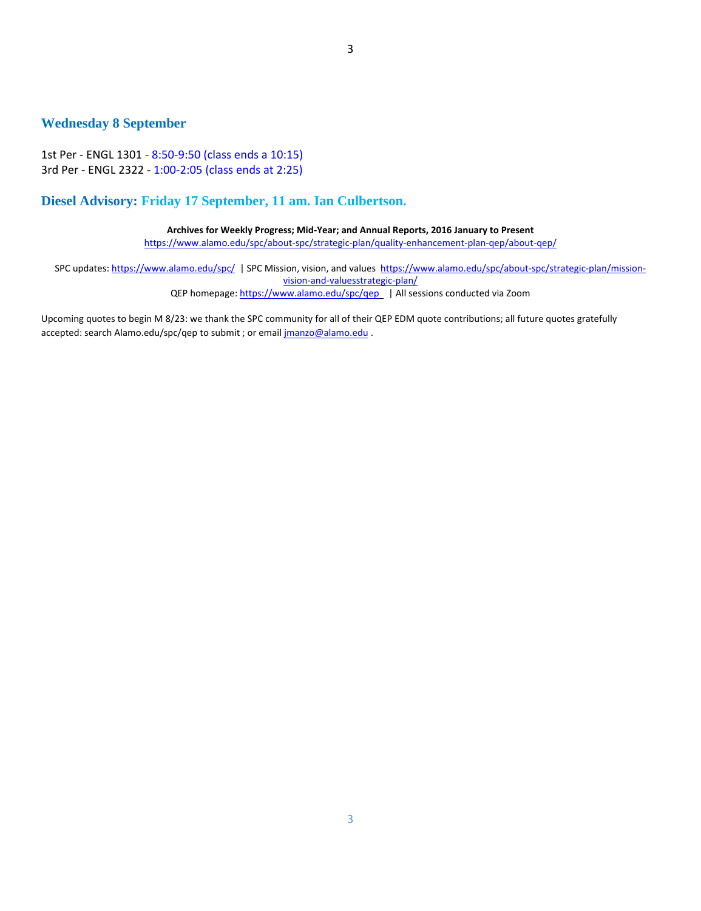## Wednesday 8 September

1st Per - ENGL 1301 - 8:50-9:50 (class ends a 10:15)
3rd Per - ENGL 2322 - 1:00-2:05 (class ends at 2:25)

## Diesel Advisory: Friday 17 September, 11 am. Ian Culbertson.

**Archives for Weekly Progress; Mid-Year; and Annual Reports, 2016 January to Present**
https://www.alamo.edu/spc/about-spc/strategic-plan/quality-enhancement-plan-qep/about-qep/

SPC updates: https://www.alamo.edu/spc/ | SPC Mission, vision, and values https://www.alamo.edu/spc/about-spc/strategic-plan/mission-vision-and-valuesstrategic-plan/
QEP homepage: https://www.alamo.edu/spc/qep | All sessions conducted via Zoom

Upcoming quotes to begin M 8/23: we thank the SPC community for all of their QEP EDM quote contributions; all future quotes gratefully accepted: search Alamo.edu/spc/qep to submit ; or email jmanzo@alamo.edu .